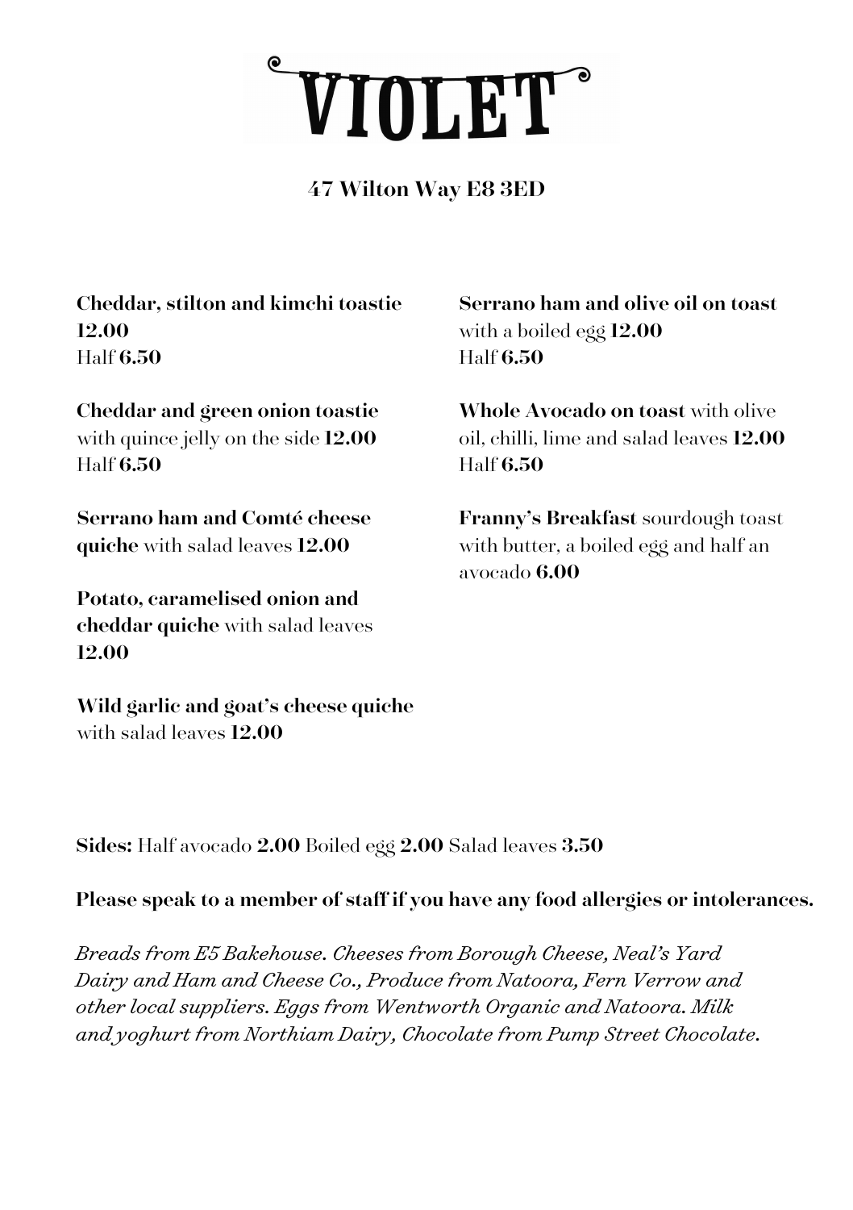# VIOLET

**47 Wilton Way E8 3ED**

**Cheddar, stilton and kimchi toastie 12.00**
Half **6.50**

**Cheddar and green onion toastie** with quince jelly on the side **12.00**
Half **6.50**

**Serrano ham and Comté cheese quiche** with salad leaves **12.00**

**Potato, caramelised onion and cheddar quiche** with salad leaves **12.00**

**Wild garlic and goat's cheese quiche** with salad leaves **12.00**

**Serrano ham and olive oil on toast** with a boiled egg **12.00**
Half **6.50**

**Whole Avocado on toast** with olive oil, chilli, lime and salad leaves **12.00**
Half **6.50**

**Franny's Breakfast** sourdough toast with butter, a boiled egg and half an avocado **6.00**

**Sides:** Half avocado **2.00** Boiled egg **2.00** Salad leaves **3.50**

**Please speak to a member of staff if you have any food allergies or intolerances.**

*Breads from E5 Bakehouse. Cheeses from Borough Cheese, Neal's Yard Dairy and Ham and Cheese Co., Produce from Natoora, Fern Verrow and other local suppliers. Eggs from Wentworth Organic and Natoora. Milk and yoghurt from Northiam Dairy, Chocolate from Pump Street Chocolate.*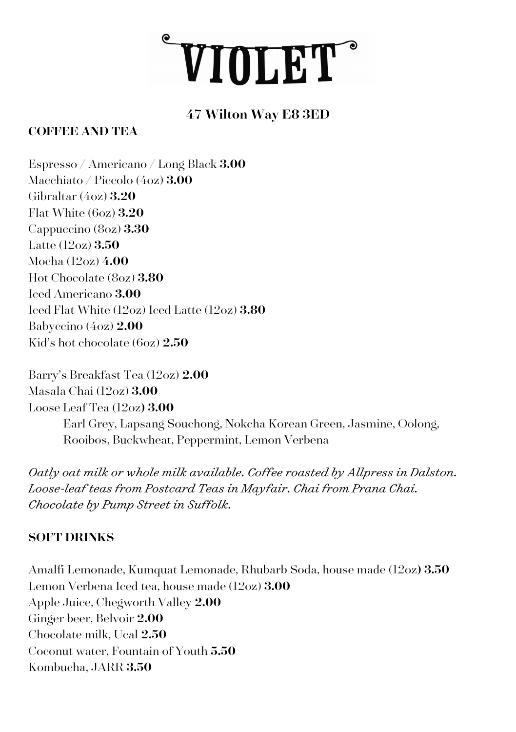# VIOLET

**47 Wilton Way E8 3ED**

**COFFEE AND TEA**

Espresso / Americano / Long Black **3.00**
Macchiato / Piccolo (4oz) **3.00**
Gibraltar (4oz) **3.20**
Flat White (6oz) **3.20**
Cappuccino (8oz) **3.30**
Latte (12oz) **3.50**
Mocha (12oz) **4.00**
Hot Chocolate (8oz) **3.80**
Iced Americano **3.00**
Iced Flat White (12oz) Iced Latte (12oz) **3.80**
Babyccino (4oz) **2.00**
Kid's hot chocolate (6oz) **2.50**

Barry's Breakfast Tea (12oz) **2.00**
Masala Chai (12oz) **3.00**
Loose Leaf Tea (12oz) **3.00**
  Earl Grey, Lapsang Souchong, Nokcha Korean Green, Jasmine, Oolong, Rooibos, Buckwheat, Peppermint, Lemon Verbena

*Oatly oat milk or whole milk available. Coffee roasted by Allpress in Dalston. Loose-leaf teas from Postcard Teas in Mayfair. Chai from Prana Chai. Chocolate by Pump Street in Suffolk.*

**SOFT DRINKS**

Amalfi Lemonade, Kumquat Lemonade, Rhubarb Soda, house made (12oz) **3.50**
Lemon Verbena Iced tea, house made (12oz) **3.00**
Apple Juice, Chegworth Valley **2.00**
Ginger beer, Belvoir **2.00**
Chocolate milk, Ucal **2.50**
Coconut water, Fountain of Youth **5.50**
Kombucha, JARR **3.50**